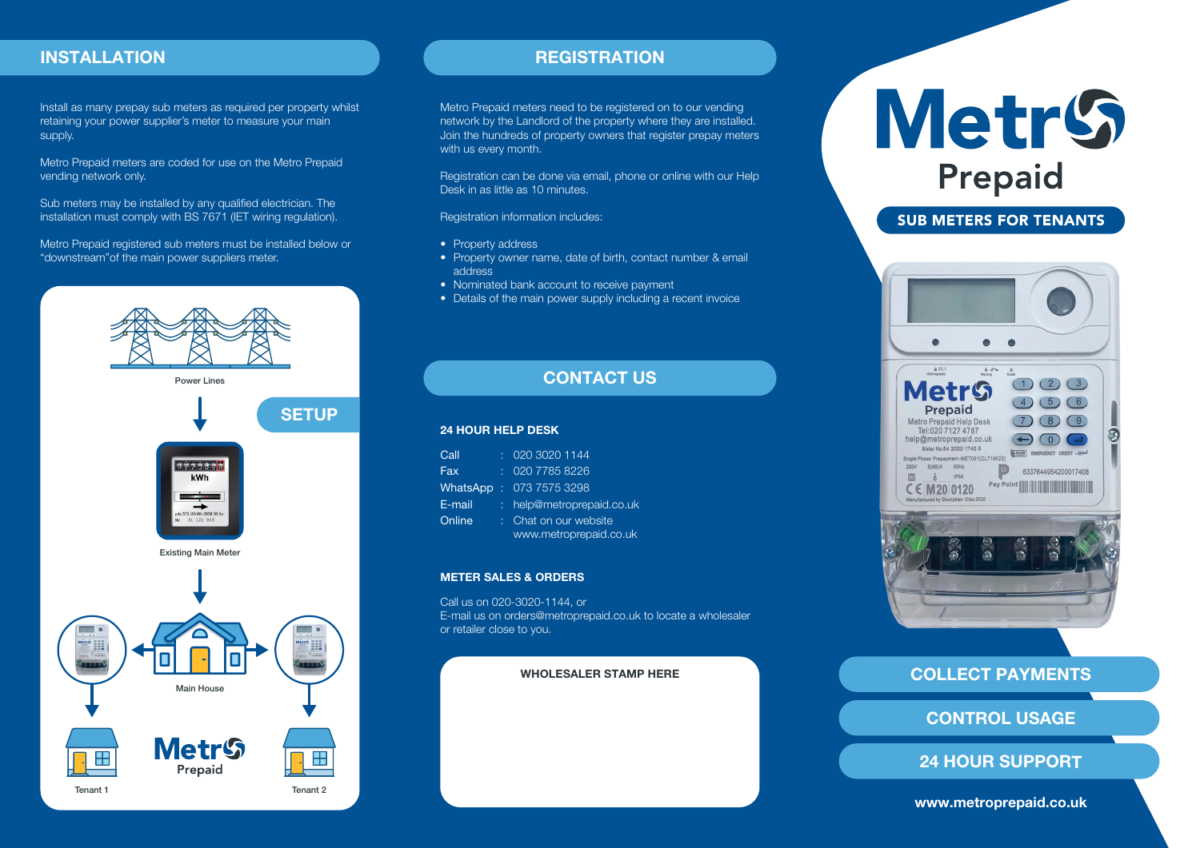## INSTALLATION

Install as many prepay sub meters as required per property whilst retaining your power supplier's meter to measure your main supply.

Metro Prepaid meters are coded for use on the Metro Prepaid vending network only.

Sub meters may be installed by any qualified electrician. The installation must comply with BS 7671 (IET wiring regulation).

Metro Prepaid registered sub meters must be installed below or "downstream"of the main power suppliers meter.

### SETUP

Power Lines

Existing Main Meter

Main House

Tenant 1

Tenant 2

Metro Prepaid

## REGISTRATION

Metro Prepaid meters need to be registered on to our vending network by the Landlord of the property where they are installed. Join the hundreds of property owners that register prepay meters with us every month.

Registration can be done via email, phone or online with our Help Desk in as little as 10 minutes.

Registration information includes:

- Property address
- Property owner name, date of birth, contact number & email address
- Nominated bank account to receive payment
- Details of the main power supply including a recent invoice

## CONTACT US

### 24 HOUR HELP DESK

| | | |
|---|---|---|
| Call | : | 020 3020 1144 |
| Fax | : | 020 7785 8226 |
| WhatsApp | : | 073 7575 3298 |
| E-mail | : | help@metroprepaid.co.uk |
| Online | : | Chat on our website www.metroprepaid.co.uk |

### METER SALES & ORDERS

Call us on 020-3020-1144, or
E-mail us on orders@metroprepaid.co.uk to locate a wholesaler or retailer close to you.

**WHOLESALER STAMP HERE**

# Metro Prepaid

## SUB METERS FOR TENANTS

Metro Prepaid Help Desk
Tel:020 7127 4787
help@metroprepaid.co.uk

**COLLECT PAYMENTS**

**CONTROL USAGE**

**24 HOUR SUPPORT**

**www.metroprepaid.co.uk**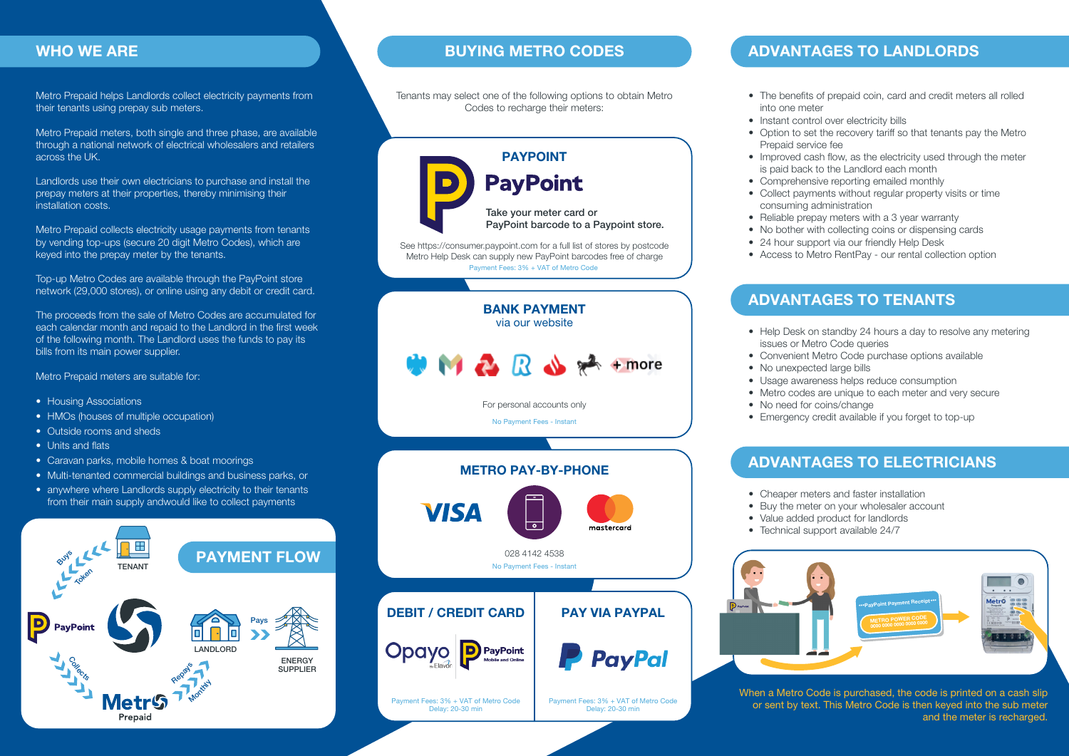## WHO WE ARE

Metro Prepaid helps Landlords collect electricity payments from their tenants using prepay sub meters.

Metro Prepaid meters, both single and three phase, are available through a national network of electrical wholesalers and retailers across the UK.

Landlords use their own electricians to purchase and install the prepay meters at their properties, thereby minimising their installation costs.

Metro Prepaid collects electricity usage payments from tenants by vending top-ups (secure 20 digit Metro Codes), which are keyed into the prepay meter by the tenants.

Top-up Metro Codes are available through the PayPoint store network (29,000 stores), or online using any debit or credit card.

The proceeds from the sale of Metro Codes are accumulated for each calendar month and repaid to the Landlord in the first week of the following month. The Landlord uses the funds to pay its bills from its main power supplier.

Metro Prepaid meters are suitable for:

- Housing Associations
- HMOs (houses of multiple occupation)
- Outside rooms and sheds
- Units and flats
- Caravan parks, mobile homes & boat moorings
- Multi-tenanted commercial buildings and business parks, or
- anywhere where Landlords supply electricity to their tenants from their main supply andwould like to collect payments

## PAYMENT FLOW

TENANT

Buys Token

PayPoint

Collects

Metro Prepaid

Repays Monthly

LANDLORD

Pays

ENERGY SUPPLIER

## BUYING METRO CODES

Tenants may select one of the following options to obtain Metro Codes to recharge their meters:

### PAYPOINT

PayPoint

Take your meter card or PayPoint barcode to a Paypoint store.

See https://consumer.paypoint.com for a full list of stores by postcode Metro Help Desk can supply new PayPoint barcodes free of charge

Payment Fees: 3% + VAT of Metro Code

### BANK PAYMENT

via our website

+ more

For personal accounts only

No Payment Fees - Instant

### METRO PAY-BY-PHONE

VISA mastercard

028 4142 4538

No Payment Fees - Instant

### DEBIT / CREDIT CARD

Opayo by Elavon PayPoint Mobile and Online

Payment Fees: 3% + VAT of Metro Code
Delay: 20-30 min

### PAY VIA PAYPAL

PayPal

Payment Fees: 3% + VAT of Metro Code
Delay: 20-30 min

## ADVANTAGES TO LANDLORDS

- The benefits of prepaid coin, card and credit meters all rolled into one meter
- Instant control over electricity bills
- Option to set the recovery tariff so that tenants pay the Metro Prepaid service fee
- Improved cash flow, as the electricity used through the meter is paid back to the Landlord each month
- Comprehensive reporting emailed monthly
- Collect payments without regular property visits or time consuming administration
- Reliable prepay meters with a 3 year warranty
- No bother with collecting coins or dispensing cards
- 24 hour support via our friendly Help Desk
- Access to Metro RentPay - our rental collection option

## ADVANTAGES TO TENANTS

- Help Desk on standby 24 hours a day to resolve any metering issues or Metro Code queries
- Convenient Metro Code purchase options available
- No unexpected large bills
- Usage awareness helps reduce consumption
- Metro codes are unique to each meter and very secure
- No need for coins/change
- Emergency credit available if you forget to top-up

## ADVANTAGES TO ELECTRICIANS

- Cheaper meters and faster installation
- Buy the meter on your wholesaler account
- Value added product for landlords
- Technical support available 24/7

PayPoint Payment Receipt

METRO POWER CODE 0000 0000 0000 0000 0000

When a Metro Code is purchased, the code is printed on a cash slip or sent by text. This Metro Code is then keyed into the sub meter and the meter is recharged.